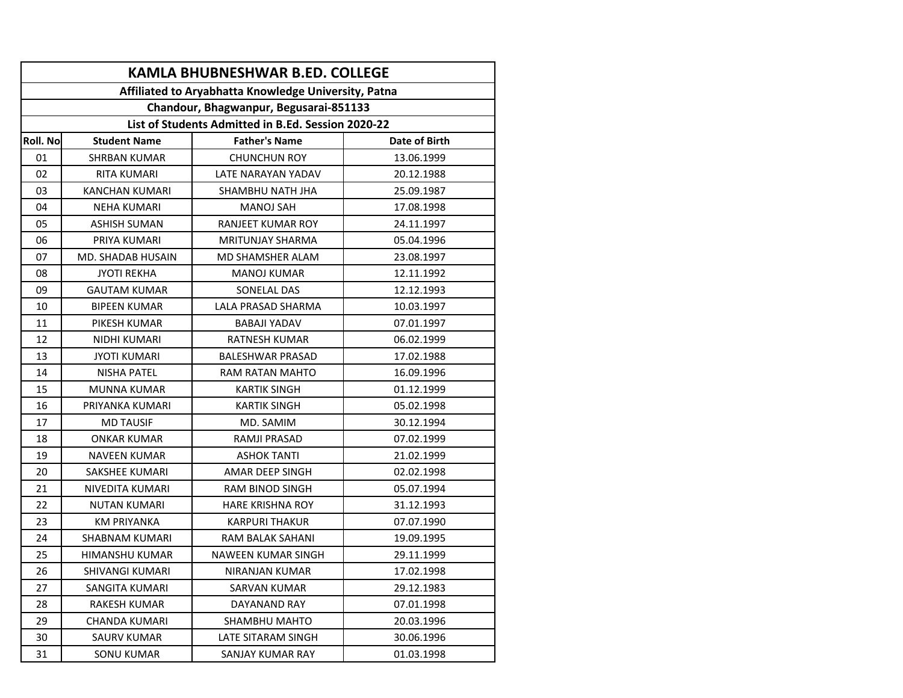# KAMLA BHUBNESHWAR B.ED. COLLEGE

**Affiliated to Aryabhatta Knowledge University, Patna**

**Chandour, Bhagwanpur, Begusarai-851133**

**List of Students Admitted in B.Ed. Session 2020-22**

| Roll. No | Student Name | Father's Name | Date of Birth |
|---|---|---|---|
| 01 | SHRBAN KUMAR | CHUNCHUN ROY | 13.06.1999 |
| 02 | RITA KUMARI | LATE NARAYAN YADAV | 20.12.1988 |
| 03 | KANCHAN KUMARI | SHAMBHU NATH JHA | 25.09.1987 |
| 04 | NEHA KUMARI | MANOJ SAH | 17.08.1998 |
| 05 | ASHISH SUMAN | RANJEET KUMAR ROY | 24.11.1997 |
| 06 | PRIYA KUMARI | MRITUNJAY SHARMA | 05.04.1996 |
| 07 | MD. SHADAB HUSAIN | MD SHAMSHER ALAM | 23.08.1997 |
| 08 | JYOTI REKHA | MANOJ KUMAR | 12.11.1992 |
| 09 | GAUTAM KUMAR | SONELAL DAS | 12.12.1993 |
| 10 | BIPEEN KUMAR | LALA PRASAD SHARMA | 10.03.1997 |
| 11 | PIKESH KUMAR | BABAJI YADAV | 07.01.1997 |
| 12 | NIDHI KUMARI | RATNESH KUMAR | 06.02.1999 |
| 13 | JYOTI KUMARI | BALESHWAR PRASAD | 17.02.1988 |
| 14 | NISHA PATEL | RAM RATAN MAHTO | 16.09.1996 |
| 15 | MUNNA KUMAR | KARTIK SINGH | 01.12.1999 |
| 16 | PRIYANKA KUMARI | KARTIK SINGH | 05.02.1998 |
| 17 | MD TAUSIF | MD. SAMIM | 30.12.1994 |
| 18 | ONKAR KUMAR | RAMJI PRASAD | 07.02.1999 |
| 19 | NAVEEN KUMAR | ASHOK TANTI | 21.02.1999 |
| 20 | SAKSHEE KUMARI | AMAR DEEP SINGH | 02.02.1998 |
| 21 | NIVEDITA KUMARI | RAM BINOD SINGH | 05.07.1994 |
| 22 | NUTAN KUMARI | HARE KRISHNA ROY | 31.12.1993 |
| 23 | KM PRIYANKA | KARPURI THAKUR | 07.07.1990 |
| 24 | SHABNAM KUMARI | RAM BALAK SAHANI | 19.09.1995 |
| 25 | HIMANSHU KUMAR | NAWEEN KUMAR SINGH | 29.11.1999 |
| 26 | SHIVANGI KUMARI | NIRANJAN KUMAR | 17.02.1998 |
| 27 | SANGITA KUMARI | SARVAN KUMAR | 29.12.1983 |
| 28 | RAKESH KUMAR | DAYANAND RAY | 07.01.1998 |
| 29 | CHANDA KUMARI | SHAMBHU MAHTO | 20.03.1996 |
| 30 | SAURV KUMAR | LATE SITARAM SINGH | 30.06.1996 |
| 31 | SONU KUMAR | SANJAY KUMAR RAY | 01.03.1998 |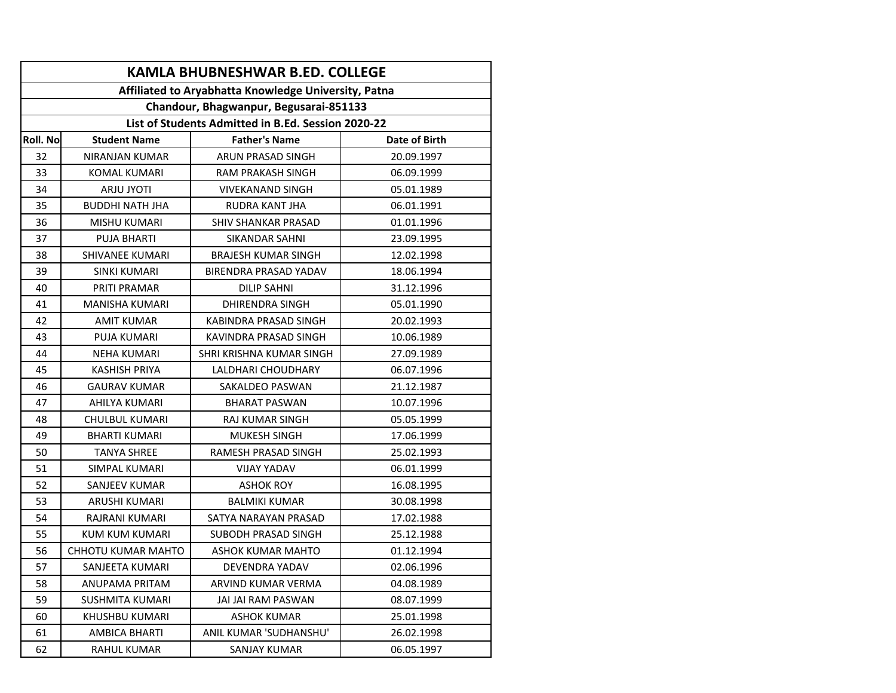| KAMLA BHUBNESHWAR B.ED. COLLEGE | | | |
|---|---|---|---|
| Affiliated to Aryabhatta Knowledge University, Patna | | | |
| Chandour, Bhagwanpur, Begusarai-851133 | | | |
| List of Students Admitted in B.Ed. Session 2020-22 | | | |
| **Roll. No** | **Student Name** | **Father's Name** | **Date of Birth** |
| 32 | NIRANJAN KUMAR | ARUN PRASAD SINGH | 20.09.1997 |
| 33 | KOMAL KUMARI | RAM PRAKASH SINGH | 06.09.1999 |
| 34 | ARJU JYOTI | VIVEKANAND SINGH | 05.01.1989 |
| 35 | BUDDHI NATH JHA | RUDRA KANT JHA | 06.01.1991 |
| 36 | MISHU KUMARI | SHIV SHANKAR PRASAD | 01.01.1996 |
| 37 | PUJA BHARTI | SIKANDAR SAHNI | 23.09.1995 |
| 38 | SHIVANEE KUMARI | BRAJESH KUMAR SINGH | 12.02.1998 |
| 39 | SINKI KUMARI | BIRENDRA PRASAD YADAV | 18.06.1994 |
| 40 | PRITI PRAMAR | DILIP SAHNI | 31.12.1996 |
| 41 | MANISHA KUMARI | DHIRENDRA SINGH | 05.01.1990 |
| 42 | AMIT KUMAR | KABINDRA PRASAD SINGH | 20.02.1993 |
| 43 | PUJA KUMARI | KAVINDRA PRASAD SINGH | 10.06.1989 |
| 44 | NEHA KUMARI | SHRI KRISHNA KUMAR SINGH | 27.09.1989 |
| 45 | KASHISH PRIYA | LALDHARI CHOUDHARY | 06.07.1996 |
| 46 | GAURAV KUMAR | SAKALDEO PASWAN | 21.12.1987 |
| 47 | AHILYA KUMARI | BHARAT PASWAN | 10.07.1996 |
| 48 | CHULBUL KUMARI | RAJ KUMAR SINGH | 05.05.1999 |
| 49 | BHARTI KUMARI | MUKESH SINGH | 17.06.1999 |
| 50 | TANYA SHREE | RAMESH PRASAD SINGH | 25.02.1993 |
| 51 | SIMPAL KUMARI | VIJAY YADAV | 06.01.1999 |
| 52 | SANJEEV KUMAR | ASHOK ROY | 16.08.1995 |
| 53 | ARUSHI KUMARI | BALMIKI KUMAR | 30.08.1998 |
| 54 | RAJRANI KUMARI | SATYA NARAYAN PRASAD | 17.02.1988 |
| 55 | KUM KUM KUMARI | SUBODH PRASAD SINGH | 25.12.1988 |
| 56 | CHHOTU KUMAR MAHTO | ASHOK KUMAR MAHTO | 01.12.1994 |
| 57 | SANJEETA KUMARI | DEVENDRA YADAV | 02.06.1996 |
| 58 | ANUPAMA PRITAM | ARVIND KUMAR VERMA | 04.08.1989 |
| 59 | SUSHMITA KUMARI | JAI JAI RAM PASWAN | 08.07.1999 |
| 60 | KHUSHBU KUMARI | ASHOK KUMAR | 25.01.1998 |
| 61 | AMBICA BHARTI | ANIL KUMAR 'SUDHANSHU' | 26.02.1998 |
| 62 | RAHUL KUMAR | SANJAY KUMAR | 06.05.1997 |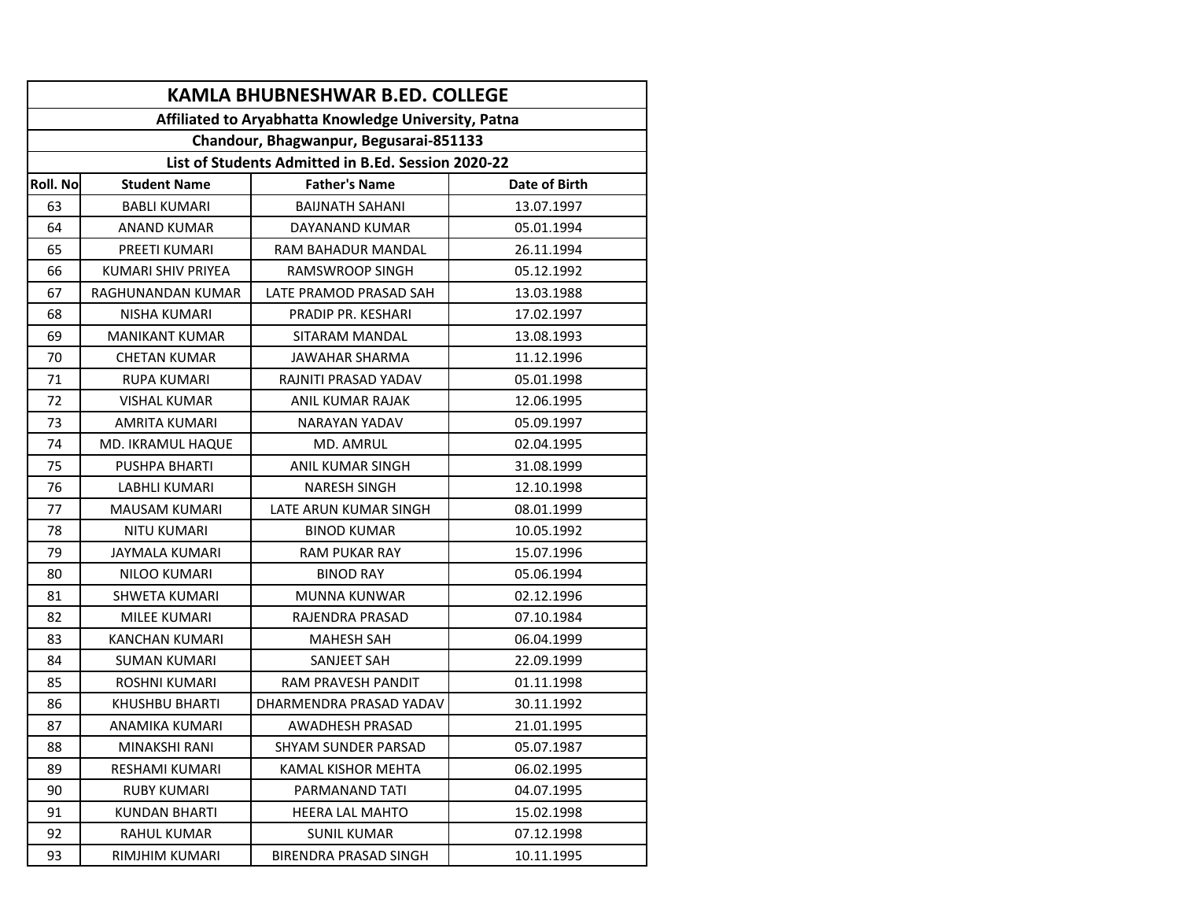# KAMLA BHUBNESHWAR B.ED. COLLEGE

**Affiliated to Aryabhatta Knowledge University, Patna**

**Chandour, Bhagwanpur, Begusarai-851133**

**List of Students Admitted in B.Ed. Session 2020-22**

| Roll. No | Student Name | Father's Name | Date of Birth |
|---|---|---|---|
| 63 | BABLI KUMARI | BAIJNATH SAHANI | 13.07.1997 |
| 64 | ANAND KUMAR | DAYANAND KUMAR | 05.01.1994 |
| 65 | PREETI KUMARI | RAM BAHADUR MANDAL | 26.11.1994 |
| 66 | KUMARI SHIV PRIYEA | RAMSWROOP SINGH | 05.12.1992 |
| 67 | RAGHUNANDAN KUMAR | LATE PRAMOD PRASAD SAH | 13.03.1988 |
| 68 | NISHA KUMARI | PRADIP PR. KESHARI | 17.02.1997 |
| 69 | MANIKANT KUMAR | SITARAM MANDAL | 13.08.1993 |
| 70 | CHETAN KUMAR | JAWAHAR SHARMA | 11.12.1996 |
| 71 | RUPA KUMARI | RAJNITI PRASAD YADAV | 05.01.1998 |
| 72 | VISHAL KUMAR | ANIL KUMAR RAJAK | 12.06.1995 |
| 73 | AMRITA KUMARI | NARAYAN YADAV | 05.09.1997 |
| 74 | MD. IKRAMUL HAQUE | MD. AMRUL | 02.04.1995 |
| 75 | PUSHPA BHARTI | ANIL KUMAR SINGH | 31.08.1999 |
| 76 | LABHLI KUMARI | NARESH SINGH | 12.10.1998 |
| 77 | MAUSAM KUMARI | LATE ARUN KUMAR SINGH | 08.01.1999 |
| 78 | NITU KUMARI | BINOD KUMAR | 10.05.1992 |
| 79 | JAYMALA KUMARI | RAM PUKAR RAY | 15.07.1996 |
| 80 | NILOO KUMARI | BINOD RAY | 05.06.1994 |
| 81 | SHWETA KUMARI | MUNNA KUNWAR | 02.12.1996 |
| 82 | MILEE KUMARI | RAJENDRA PRASAD | 07.10.1984 |
| 83 | KANCHAN KUMARI | MAHESH SAH | 06.04.1999 |
| 84 | SUMAN KUMARI | SANJEET SAH | 22.09.1999 |
| 85 | ROSHNI KUMARI | RAM PRAVESH PANDIT | 01.11.1998 |
| 86 | KHUSHBU BHARTI | DHARMENDRA PRASAD YADAV | 30.11.1992 |
| 87 | ANAMIKA KUMARI | AWADHESH PRASAD | 21.01.1995 |
| 88 | MINAKSHI RANI | SHYAM SUNDER PARSAD | 05.07.1987 |
| 89 | RESHAMI KUMARI | KAMAL KISHOR MEHTA | 06.02.1995 |
| 90 | RUBY KUMARI | PARMANAND TATI | 04.07.1995 |
| 91 | KUNDAN BHARTI | HEERA LAL MAHTO | 15.02.1998 |
| 92 | RAHUL KUMAR | SUNIL KUMAR | 07.12.1998 |
| 93 | RIMJHIM KUMARI | BIRENDRA PRASAD SINGH | 10.11.1995 |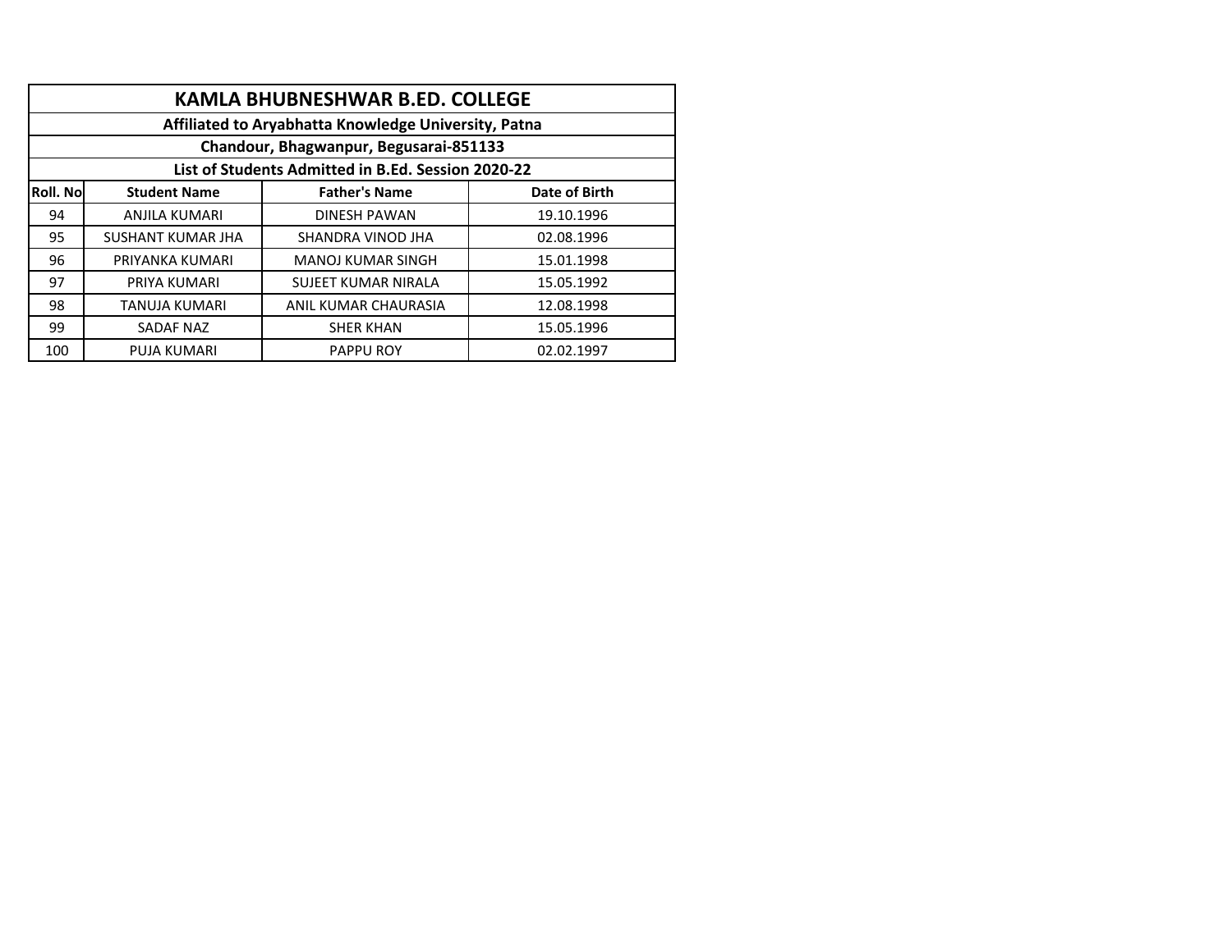| KAMLA BHUBNESHWAR B.ED. COLLEGE | | | |
|---|---|---|---|
| Affiliated to Aryabhatta Knowledge University, Patna | | | |
| Chandour, Bhagwanpur, Begusarai-851133 | | | |
| List of Students Admitted in B.Ed. Session 2020-22 | | | |
| **Roll. No** | **Student Name** | **Father's Name** | **Date of Birth** |
| 94 | ANJILA KUMARI | DINESH PAWAN | 19.10.1996 |
| 95 | SUSHANT KUMAR JHA | SHANDRA VINOD JHA | 02.08.1996 |
| 96 | PRIYANKA KUMARI | MANOJ KUMAR SINGH | 15.01.1998 |
| 97 | PRIYA KUMARI | SUJEET KUMAR NIRALA | 15.05.1992 |
| 98 | TANUJA KUMARI | ANIL KUMAR CHAURASIA | 12.08.1998 |
| 99 | SADAF NAZ | SHER KHAN | 15.05.1996 |
| 100 | PUJA KUMARI | PAPPU ROY | 02.02.1997 |